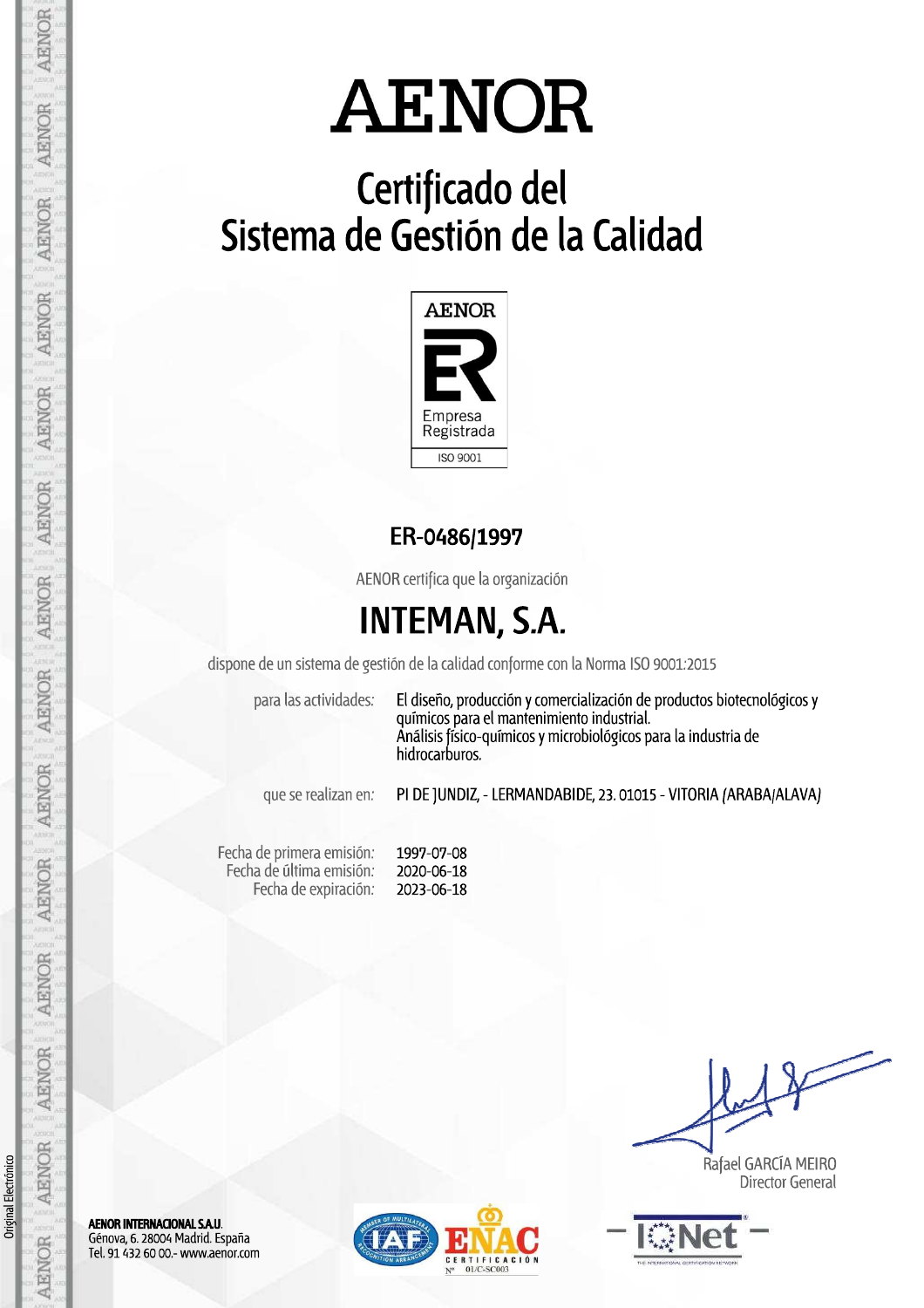# AENOR

## Certificado del Sistema de Gestión de la Calidad

AENOR
ER
Empresa Registrada
ISO 9001

**ER-0486/1997**

AENOR certifica que la organización

## INTEMAN, S.A.

dispone de un sistema de gestión de la calidad conforme con la Norma ISO 9001:2015

para las actividades: El diseño, producción y comercialización de productos biotecnológicos y químicos para el mantenimiento industrial.
Análisis físico-químicos y microbiológicos para la industria de hidrocarburos.

que se realizan en: PI DE JUNDIZ, - LERMANDABIDE, 23. 01015 - VITORIA (ARABA/ALAVA)

Fecha de primera emisión: 1997-07-08
Fecha de última emisión: 2020-06-18
Fecha de expiración: 2023-06-18

Rafael GARCÍA MEIRO
Director General

**AENOR INTERNACIONAL S.A.U.**
Génova, 6. 28004 Madrid. España
Tel. 91 432 60 00.- www.aenor.com

ENAC CERTIFICACIÓN Nº 01/C-SC003

Original Electrónico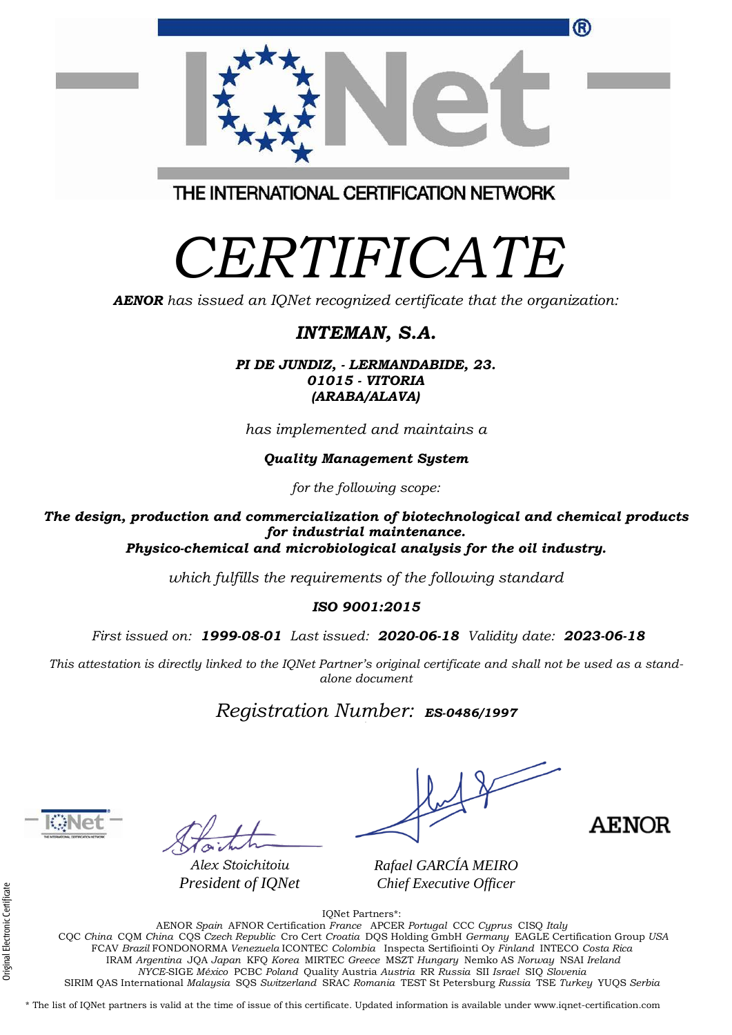THE INTERNATIONAL CERTIFICATION NETWORK

# CERTIFICATE

***AENOR*** *has issued an IQNet recognized certificate that the organization:*

## *INTEMAN, S.A.*

***PI DE JUNDIZ, - LERMANDABIDE, 23.***
***01015 - VITORIA***
***(ARABA/ALAVA)***

*has implemented and maintains a*

***Quality Management System***

*for the following scope:*

***The design, production and commercialization of biotechnological and chemical products for industrial maintenance.***
***Physico-chemical and microbiological analysis for the oil industry.***

*which fulfills the requirements of the following standard*

***ISO 9001:2015***

*First issued on:* ***1999-08-01*** *Last issued:* ***2020-06-18*** *Validity date:* ***2023-06-18***

*This attestation is directly linked to the IQNet Partner's original certificate and shall not be used as a stand-alone document*

*Registration Number:* ***ES-0486/1997***

*Alex Stoichitoiu*
*President of IQNet*

*Rafael GARCÍA MEIRO*
*Chief Executive Officer*

AENOR

Original Electronic Certificate

IQNet Partners*:

AENOR *Spain* AFNOR Certification *France* APCER *Portugal* CCC *Cyprus* CISQ *Italy*
CQC *China* CQM *China* CQS *Czech Republic* Cro Cert *Croatia* DQS Holding GmbH *Germany* EAGLE Certification Group *USA*
FCAV *Brazil* FONDONORMA *Venezuela* ICONTEC *Colombia* Inspecta Sertifiointi Oy *Finland* INTECO *Costa Rica*
IRAM *Argentina* JQA *Japan* KFQ *Korea* MIRTEC *Greece* MSZT *Hungary* Nemko AS *Norway* NSAI *Ireland*
*NYCE*-SIGE *México* PCBC *Poland* Quality Austria *Austria* RR *Russia* SII *Israel* SIQ *Slovenia*
SIRIM QAS International *Malaysia* SQS *Switzerland* SRAC *Romania* TEST St Petersburg *Russia* TSE *Turkey* YUQS *Serbia*

* The list of IQNet partners is valid at the time of issue of this certificate. Updated information is available under www.iqnet-certification.com